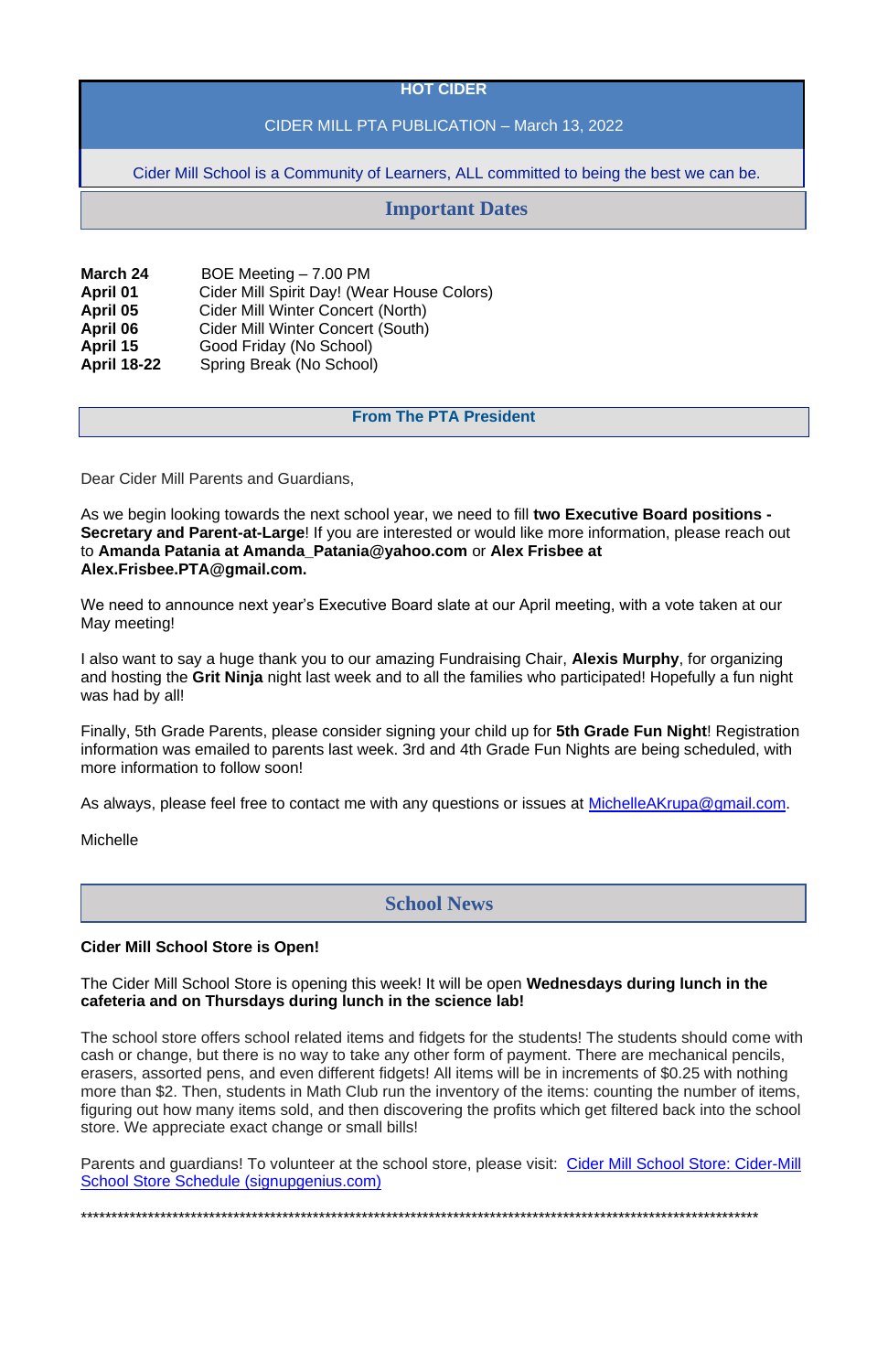# HOT CIDER

CIDER MILL PTA PUBLICATION – March 13, 2022

Cider Mill School is a Community of Learners, ALL committed to being the best we can be.

## Important Dates

| | |
|---|---|
| **March 24** | BOE Meeting – 7.00 PM |
| **April 01** | Cider Mill Spirit Day! (Wear House Colors) |
| **April 05** | Cider Mill Winter Concert (North) |
| **April 06** | Cider Mill Winter Concert (South) |
| **April 15** | Good Friday (No School) |
| **April 18-22** | Spring Break (No School) |

## From The PTA President

Dear Cider Mill Parents and Guardians,

As we begin looking towards the next school year, we need to fill **two Executive Board positions - Secretary and Parent-at-Large**! If you are interested or would like more information, please reach out to **Amanda Patania at Amanda_Patania@yahoo.com** or **Alex Frisbee at Alex.Frisbee.PTA@gmail.com.**

We need to announce next year's Executive Board slate at our April meeting, with a vote taken at our May meeting!

I also want to say a huge thank you to our amazing Fundraising Chair, **Alexis Murphy**, for organizing and hosting the **Grit Ninja** night last week and to all the families who participated! Hopefully a fun night was had by all!

Finally, 5th Grade Parents, please consider signing your child up for **5th Grade Fun Night**! Registration information was emailed to parents last week. 3rd and 4th Grade Fun Nights are being scheduled, with more information to follow soon!

As always, please feel free to contact me with any questions or issues at MichelleAKrupa@gmail.com.

Michelle

## School News

**Cider Mill School Store is Open!**

The Cider Mill School Store is opening this week! It will be open **Wednesdays during lunch in the cafeteria and on Thursdays during lunch in the science lab!**

The school store offers school related items and fidgets for the students! The students should come with cash or change, but there is no way to take any other form of payment. There are mechanical pencils, erasers, assorted pens, and even different fidgets! All items will be in increments of $0.25 with nothing more than $2. Then, students in Math Club run the inventory of the items: counting the number of items, figuring out how many items sold, and then discovering the profits which get filtered back into the school store. We appreciate exact change or small bills!

Parents and guardians! To volunteer at the school store, please visit: Cider Mill School Store: Cider-Mill School Store Schedule (signupgenius.com)

******************************************************************************************************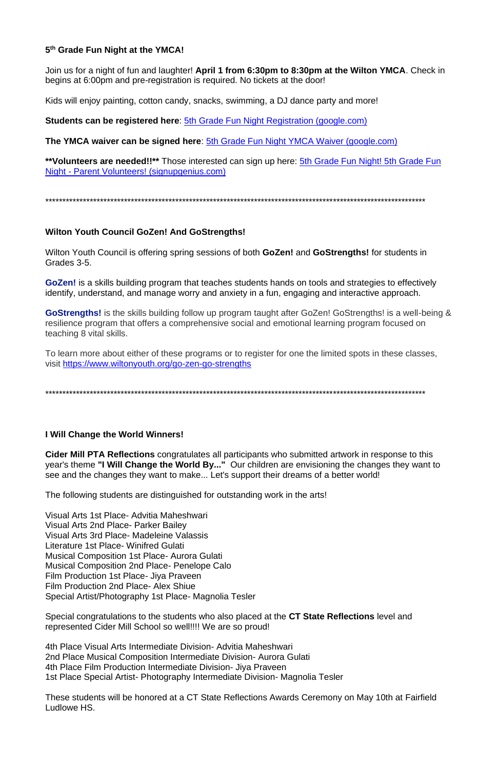### 5th Grade Fun Night at the YMCA!

Join us for a night of fun and laughter! **April 1 from 6:30pm to 8:30pm at the Wilton YMCA**. Check in begins at 6:00pm and pre-registration is required. No tickets at the door!

Kids will enjoy painting, cotton candy, snacks, swimming, a DJ dance party and more!

**Students can be registered here**: 5th Grade Fun Night Registration (google.com)

**The YMCA waiver can be signed here**: 5th Grade Fun Night YMCA Waiver (google.com)

****Volunteers are needed!!**** Those interested can sign up here: 5th Grade Fun Night! 5th Grade Fun Night - Parent Volunteers! (signupgenius.com)

\*\*\*\*\*\*\*\*\*\*\*\*\*\*\*\*\*\*\*\*\*\*\*\*\*\*\*\*\*\*\*\*\*\*\*\*\*\*\*\*\*\*\*\*\*\*\*\*\*\*\*\*\*\*\*\*\*\*\*\*\*\*\*\*\*\*\*\*\*\*\*\*\*\*\*\*\*\*\*\*\*\*\*\*\*\*\*\*\*\*\*\*\*\*\*\*\*\*\*\*\*\*\*\*\*\*\*\*\*\*

### Wilton Youth Council GoZen! And GoStrengths!

Wilton Youth Council is offering spring sessions of both **GoZen!** and **GoStrengths!** for students in Grades 3-5.

**GoZen!** is a skills building program that teaches students hands on tools and strategies to effectively identify, understand, and manage worry and anxiety in a fun, engaging and interactive approach.

**GoStrengths!** is the skills building follow up program taught after GoZen! GoStrengths! is a well-being & resilience program that offers a comprehensive social and emotional learning program focused on teaching 8 vital skills.

To learn more about either of these programs or to register for one the limited spots in these classes, visit https://www.wiltonyouth.org/go-zen-go-strengths

\*\*\*\*\*\*\*\*\*\*\*\*\*\*\*\*\*\*\*\*\*\*\*\*\*\*\*\*\*\*\*\*\*\*\*\*\*\*\*\*\*\*\*\*\*\*\*\*\*\*\*\*\*\*\*\*\*\*\*\*\*\*\*\*\*\*\*\*\*\*\*\*\*\*\*\*\*\*\*\*\*\*\*\*\*\*\*\*\*\*\*\*\*\*\*\*\*\*\*\*\*\*\*\*\*\*\*\*\*\*

### I Will Change the World Winners!

**Cider Mill PTA Reflections** congratulates all participants who submitted artwork in response to this year's theme **"I Will Change the World By..."** Our children are envisioning the changes they want to see and the changes they want to make... Let's support their dreams of a better world!

The following students are distinguished for outstanding work in the arts!

Visual Arts 1st Place- Advitia Maheshwari
Visual Arts 2nd Place- Parker Bailey
Visual Arts 3rd Place- Madeleine Valassis
Literature 1st Place- Winifred Gulati
Musical Composition 1st Place- Aurora Gulati
Musical Composition 2nd Place- Penelope Calo
Film Production 1st Place- Jiya Praveen
Film Production 2nd Place- Alex Shiue
Special Artist/Photography 1st Place- Magnolia Tesler

Special congratulations to the students who also placed at the **CT State Reflections** level and represented Cider Mill School so well!!!! We are so proud!

4th Place Visual Arts Intermediate Division- Advitia Maheshwari
2nd Place Musical Composition Intermediate Division- Aurora Gulati
4th Place Film Production Intermediate Division- Jiya Praveen
1st Place Special Artist- Photography Intermediate Division- Magnolia Tesler

These students will be honored at a CT State Reflections Awards Ceremony on May 10th at Fairfield Ludlowe HS.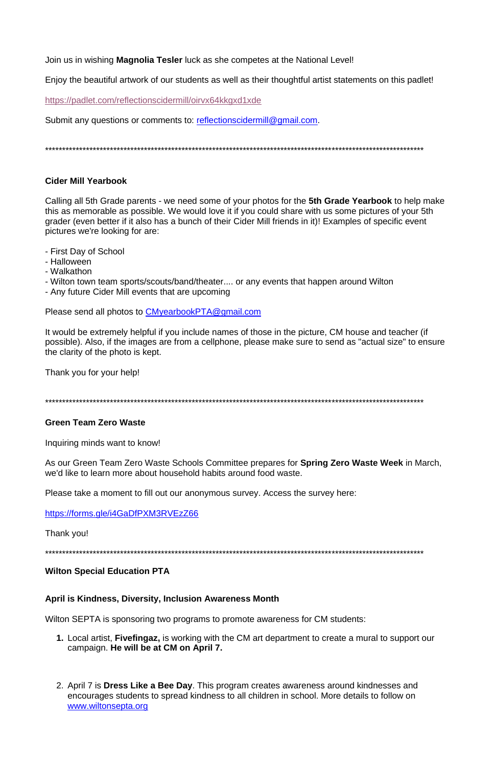Join us in wishing **Magnolia Tesler** luck as she competes at the National Level!

Enjoy the beautiful artwork of our students as well as their thoughtful artist statements on this padlet!

https://padlet.com/reflectionscidermill/oirvx64kkgxd1xde

Submit any questions or comments to: reflectionscidermill@gmail.com.

*******************************************************************************************************************

**Cider Mill Yearbook**

Calling all 5th Grade parents - we need some of your photos for the **5th Grade Yearbook** to help make this as memorable as possible. We would love it if you could share with us some pictures of your 5th grader (even better if it also has a bunch of their Cider Mill friends in it)! Examples of specific event pictures we're looking for are:

- First Day of School
- Halloween
- Walkathon
- Wilton town team sports/scouts/band/theater.... or any events that happen around Wilton
- Any future Cider Mill events that are upcoming

Please send all photos to CMyearbookPTA@gmail.com

It would be extremely helpful if you include names of those in the picture, CM house and teacher (if possible). Also, if the images are from a cellphone, please make sure to send as "actual size" to ensure the clarity of the photo is kept.

Thank you for your help!

*******************************************************************************************************************

**Green Team Zero Waste**

Inquiring minds want to know!

As our Green Team Zero Waste Schools Committee prepares for **Spring Zero Waste Week** in March, we'd like to learn more about household habits around food waste.

Please take a moment to fill out our anonymous survey. Access the survey here:

https://forms.gle/i4GaDfPXM3RVEzZ66

Thank you!

*******************************************************************************************************************

**Wilton Special Education PTA**

**April is Kindness, Diversity, Inclusion Awareness Month**

Wilton SEPTA is sponsoring two programs to promote awareness for CM students:

1. Local artist, **Fivefingaz,** is working with the CM art department to create a mural to support our campaign. **He will be at CM on April 7.**

2. April 7 is **Dress Like a Bee Day**. This program creates awareness around kindnesses and encourages students to spread kindness to all children in school. More details to follow on www.wiltonsepta.org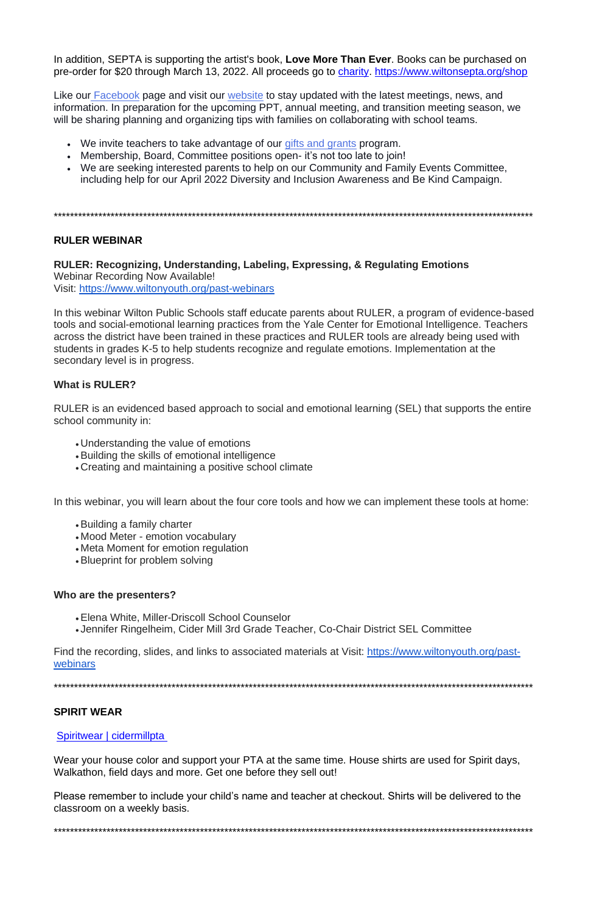In addition, SEPTA is supporting the artist's book, **Love More Than Ever**. Books can be purchased on pre-order for $20 through March 13, 2022. All proceeds go to [charity](). [https://www.wiltonsepta.org/shop](https://www.wiltonsepta.org/shop)

Like our [Facebook]() page and visit our [website]() to stay updated with the latest meetings, news, and information. In preparation for the upcoming PPT, annual meeting, and transition meeting season, we will be sharing planning and organizing tips with families on collaborating with school teams.

- We invite teachers to take advantage of our [gifts and grants]() program.
- Membership, Board, Committee positions open- it's not too late to join!
- We are seeking interested parents to help on our Community and Family Events Committee, including help for our April 2022 Diversity and Inclusion Awareness and Be Kind Campaign.

*************************************************************************************************************

**RULER WEBINAR**

**RULER: Recognizing, Understanding, Labeling, Expressing, & Regulating Emotions**
Webinar Recording Now Available!
Visit: [https://www.wiltonyouth.org/past-webinars](https://www.wiltonyouth.org/past-webinars)

In this webinar Wilton Public Schools staff educate parents about RULER, a program of evidence-based tools and social-emotional learning practices from the Yale Center for Emotional Intelligence. Teachers across the district have been trained in these practices and RULER tools are already being used with students in grades K-5 to help students recognize and regulate emotions. Implementation at the secondary level is in progress.

**What is RULER?**

RULER is an evidenced based approach to social and emotional learning (SEL) that supports the entire school community in:

- Understanding the value of emotions
- Building the skills of emotional intelligence
- Creating and maintaining a positive school climate

In this webinar, you will learn about the four core tools and how we can implement these tools at home:

- Building a family charter
- Mood Meter - emotion vocabulary
- Meta Moment for emotion regulation
- Blueprint for problem solving

**Who are the presenters?**

- Elena White, Miller-Driscoll School Counselor
- Jennifer Ringelheim, Cider Mill 3rd Grade Teacher, Co-Chair District SEL Committee

Find the recording, slides, and links to associated materials at Visit: [https://www.wiltonyouth.org/past-webinars](https://www.wiltonyouth.org/past-webinars)

*************************************************************************************************************

**SPIRIT WEAR**

[Spiritwear | cidermillpta]()

Wear your house color and support your PTA at the same time. House shirts are used for Spirit days, Walkathon, field days and more. Get one before they sell out!

Please remember to include your child's name and teacher at checkout. Shirts will be delivered to the classroom on a weekly basis.

*************************************************************************************************************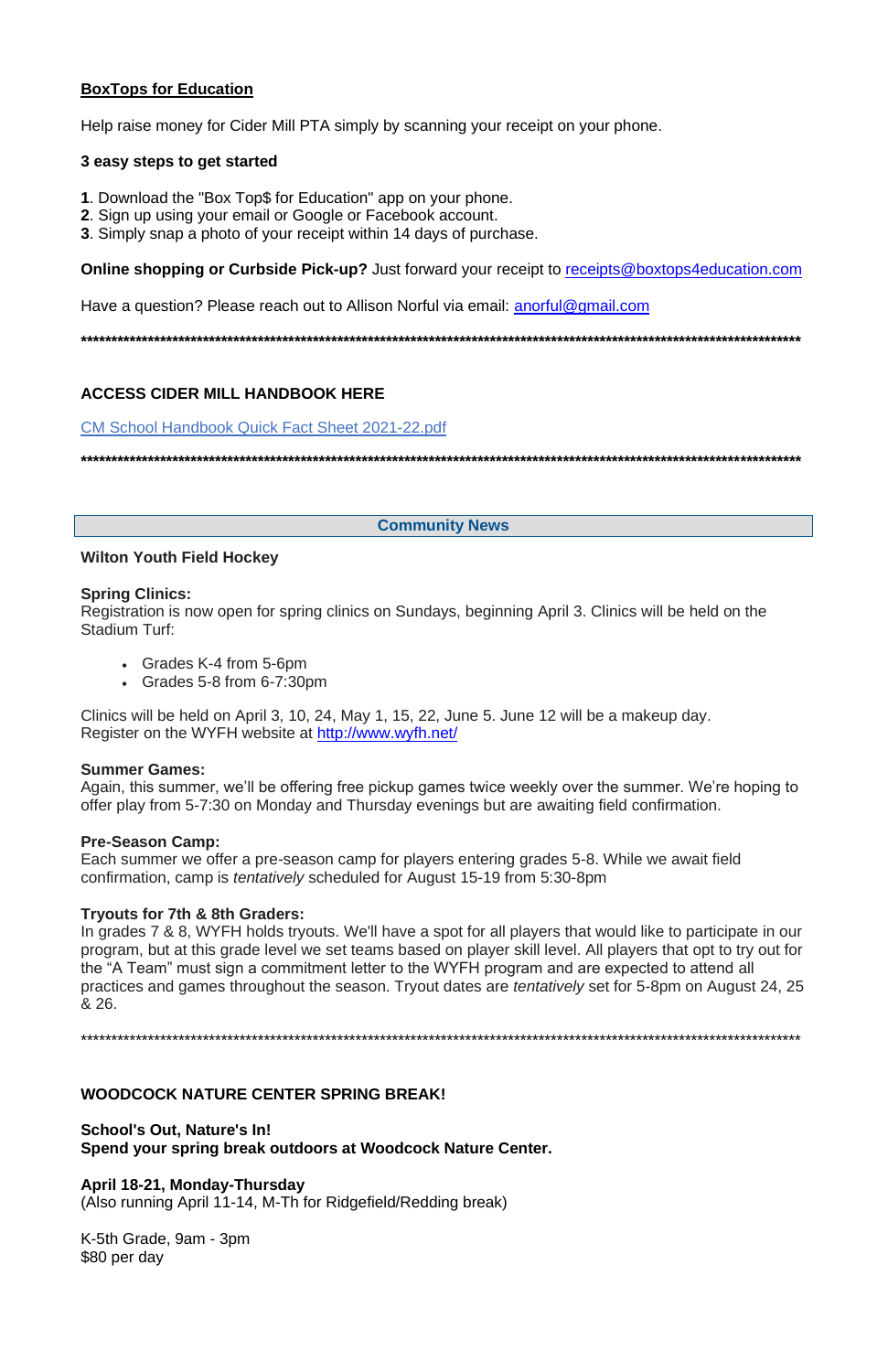**BoxTops for Education**

Help raise money for Cider Mill PTA simply by scanning your receipt on your phone.

**3 easy steps to get started**

**1**. Download the "Box Top$ for Education" app on your phone.
**2**. Sign up using your email or Google or Facebook account.
**3**. Simply snap a photo of your receipt within 14 days of purchase.

**Online shopping or Curbside Pick-up?** Just forward your receipt to receipts@boxtops4education.com

Have a question? Please reach out to Allison Norful via email: anorful@gmail.com

**************************************************************************************************************

**ACCESS CIDER MILL HANDBOOK HERE**

CM School Handbook Quick Fact Sheet 2021-22.pdf

**************************************************************************************************************

## Community News

**Wilton Youth Field Hockey**

**Spring Clinics:**
Registration is now open for spring clinics on Sundays, beginning April 3. Clinics will be held on the Stadium Turf:

- Grades K-4 from 5-6pm
- Grades 5-8 from 6-7:30pm

Clinics will be held on April 3, 10, 24, May 1, 15, 22, June 5. June 12 will be a makeup day.
Register on the WYFH website at http://www.wyfh.net/

**Summer Games:**
Again, this summer, we'll be offering free pickup games twice weekly over the summer. We're hoping to offer play from 5-7:30 on Monday and Thursday evenings but are awaiting field confirmation.

**Pre-Season Camp:**
Each summer we offer a pre-season camp for players entering grades 5-8. While we await field confirmation, camp is *tentatively* scheduled for August 15-19 from 5:30-8pm

**Tryouts for 7th & 8th Graders:**
In grades 7 & 8, WYFH holds tryouts. We'll have a spot for all players that would like to participate in our program, but at this grade level we set teams based on player skill level. All players that opt to try out for the "A Team" must sign a commitment letter to the WYFH program and are expected to attend all practices and games throughout the season. Tryout dates are *tentatively* set for 5-8pm on August 24, 25 & 26.

**************************************************************************************************************

**WOODCOCK NATURE CENTER SPRING BREAK!**

**School's Out, Nature's In!**
**Spend your spring break outdoors at Woodcock Nature Center.**

**April 18-21, Monday-Thursday**
(Also running April 11-14, M-Th for Ridgefield/Redding break)

K-5th Grade, 9am - 3pm
$80 per day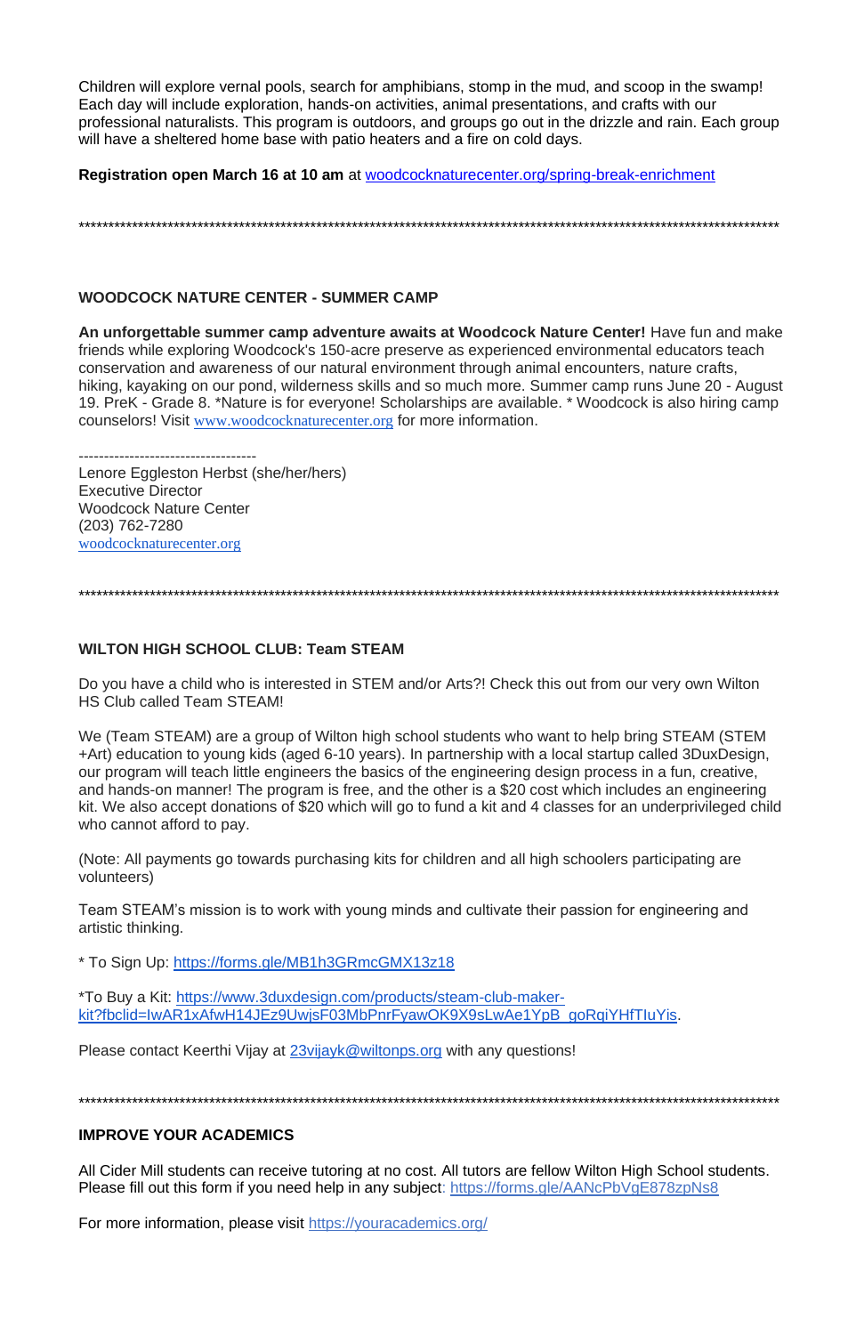Children will explore vernal pools, search for amphibians, stomp in the mud, and scoop in the swamp! Each day will include exploration, hands-on activities, animal presentations, and crafts with our professional naturalists. This program is outdoors, and groups go out in the drizzle and rain. Each group will have a sheltered home base with patio heaters and a fire on cold days.

**Registration open March 16 at 10 am** at woodcocknaturecenter.org/spring-break-enrichment

*******************************************************************************************************************

## WOODCOCK NATURE CENTER - SUMMER CAMP

**An unforgettable summer camp adventure awaits at Woodcock Nature Center!** Have fun and make friends while exploring Woodcock's 150-acre preserve as experienced environmental educators teach conservation and awareness of our natural environment through animal encounters, nature crafts, hiking, kayaking on our pond, wilderness skills and so much more. Summer camp runs June 20 - August 19. PreK - Grade 8. *Nature is for everyone! Scholarships are available. * Woodcock is also hiring camp counselors! Visit www.woodcocknaturecenter.org for more information.

-----------------------------------

Lenore Eggleston Herbst (she/her/hers)
Executive Director
Woodcock Nature Center
(203) 762-7280
woodcocknaturecenter.org

*******************************************************************************************************************

## WILTON HIGH SCHOOL CLUB: Team STEAM

Do you have a child who is interested in STEM and/or Arts?! Check this out from our very own Wilton HS Club called Team STEAM!

We (Team STEAM) are a group of Wilton high school students who want to help bring STEAM (STEM +Art) education to young kids (aged 6-10 years). In partnership with a local startup called 3DuxDesign, our program will teach little engineers the basics of the engineering design process in a fun, creative, and hands-on manner! The program is free, and the other is a $20 cost which includes an engineering kit. We also accept donations of $20 which will go to fund a kit and 4 classes for an underprivileged child who cannot afford to pay.

(Note: All payments go towards purchasing kits for children and all high schoolers participating are volunteers)

Team STEAM's mission is to work with young minds and cultivate their passion for engineering and artistic thinking.

* To Sign Up: https://forms.gle/MB1h3GRmcGMX13z18

*To Buy a Kit: https://www.3duxdesign.com/products/steam-club-maker-kit?fbclid=IwAR1xAfwH14JEz9UwjsF03MbPnrFyawOK9X9sLwAe1YpB_goRqiYHfTIuYis.

Please contact Keerthi Vijay at 23vijayk@wiltonps.org with any questions!

*******************************************************************************************************************

## IMPROVE YOUR ACADEMICS

All Cider Mill students can receive tutoring at no cost. All tutors are fellow Wilton High School students. Please fill out this form if you need help in any subject: https://forms.gle/AANcPbVgE878zpNs8

For more information, please visit https://youracademics.org/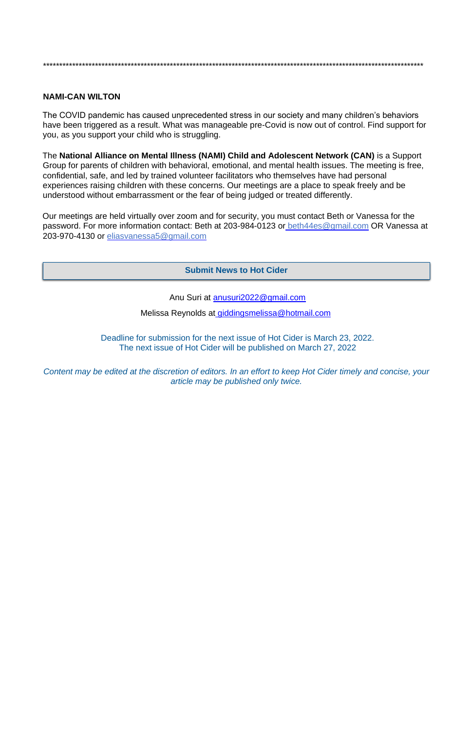*******************************************************************************************************************

**NAMI-CAN WILTON**

The COVID pandemic has caused unprecedented stress in our society and many children's behaviors have been triggered as a result. What was manageable pre-Covid is now out of control. Find support for you, as you support your child who is struggling.

The **National Alliance on Mental Illness (NAMI) Child and Adolescent Network (CAN)** is a Support Group for parents of children with behavioral, emotional, and mental health issues. The meeting is free, confidential, safe, and led by trained volunteer facilitators who themselves have had personal experiences raising children with these concerns. Our meetings are a place to speak freely and be understood without embarrassment or the fear of being judged or treated differently.

Our meetings are held virtually over zoom and for security, you must contact Beth or Vanessa for the password. For more information contact: Beth at 203-984-0123 or beth44es@gmail.com OR Vanessa at 203-970-4130 or eliasvanessa5@gmail.com

**Submit News to Hot Cider**

Anu Suri at anusuri2022@gmail.com

Melissa Reynolds at giddingsmelissa@hotmail.com

Deadline for submission for the next issue of Hot Cider is March 23, 2022.
The next issue of Hot Cider will be published on March 27, 2022

*Content may be edited at the discretion of editors. In an effort to keep Hot Cider timely and concise, your article may be published only twice.*